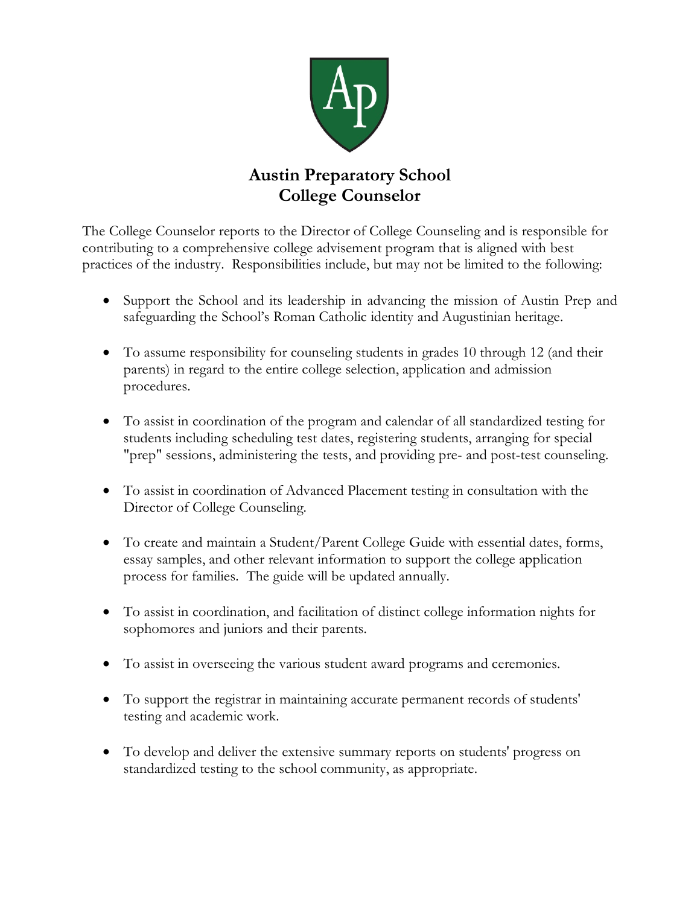# Austin Preparatory School
## College Counselor

The College Counselor reports to the Director of College Counseling and is responsible for contributing to a comprehensive college advisement program that is aligned with best practices of the industry. Responsibilities include, but may not be limited to the following:

- Support the School and its leadership in advancing the mission of Austin Prep and safeguarding the School's Roman Catholic identity and Augustinian heritage.
- To assume responsibility for counseling students in grades 10 through 12 (and their parents) in regard to the entire college selection, application and admission procedures.
- To assist in coordination of the program and calendar of all standardized testing for students including scheduling test dates, registering students, arranging for special "prep" sessions, administering the tests, and providing pre- and post-test counseling.
- To assist in coordination of Advanced Placement testing in consultation with the Director of College Counseling.
- To create and maintain a Student/Parent College Guide with essential dates, forms, essay samples, and other relevant information to support the college application process for families. The guide will be updated annually.
- To assist in coordination, and facilitation of distinct college information nights for sophomores and juniors and their parents.
- To assist in overseeing the various student award programs and ceremonies.
- To support the registrar in maintaining accurate permanent records of students' testing and academic work.
- To develop and deliver the extensive summary reports on students' progress on standardized testing to the school community, as appropriate.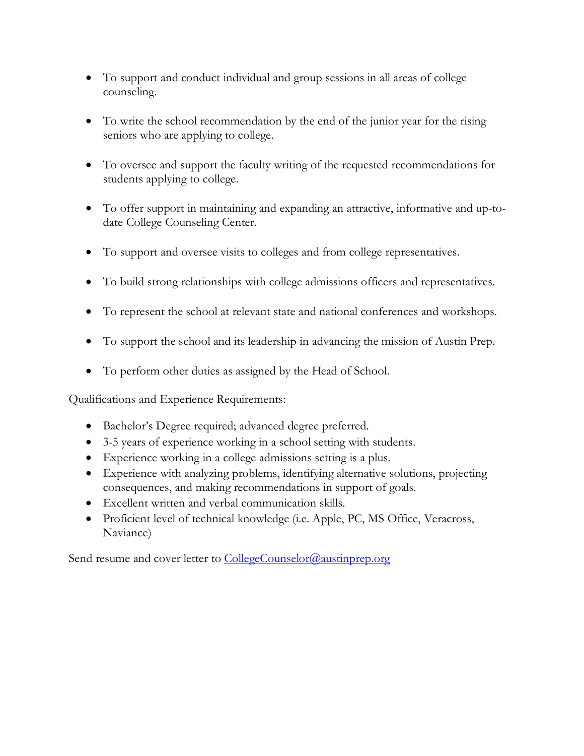- To support and conduct individual and group sessions in all areas of college counseling.

- To write the school recommendation by the end of the junior year for the rising seniors who are applying to college.

- To oversee and support the faculty writing of the requested recommendations for students applying to college.

- To offer support in maintaining and expanding an attractive, informative and up-to-date College Counseling Center.

- To support and oversee visits to colleges and from college representatives.

- To build strong relationships with college admissions officers and representatives.

- To represent the school at relevant state and national conferences and workshops.

- To support the school and its leadership in advancing the mission of Austin Prep.

- To perform other duties as assigned by the Head of School.

Qualifications and Experience Requirements:

- Bachelor's Degree required; advanced degree preferred.
- 3-5 years of experience working in a school setting with students.
- Experience working in a college admissions setting is a plus.
- Experience with analyzing problems, identifying alternative solutions, projecting consequences, and making recommendations in support of goals.
- Excellent written and verbal communication skills.
- Proficient level of technical knowledge (i.e. Apple, PC, MS Office, Veracross, Naviance)

Send resume and cover letter to [CollegeCounselor@austinprep.org](mailto:CollegeCounselor@austinprep.org)